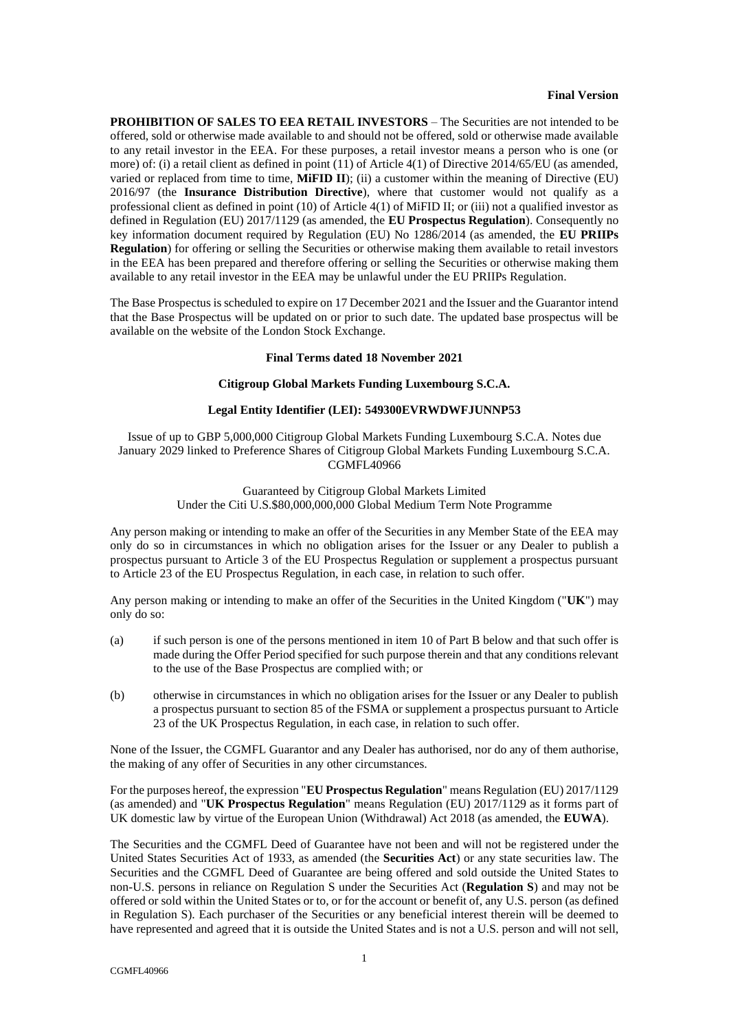**Final Version**

**PROHIBITION OF SALES TO EEA RETAIL INVESTORS** – The Securities are not intended to be offered, sold or otherwise made available to and should not be offered, sold or otherwise made available to any retail investor in the EEA. For these purposes, a retail investor means a person who is one (or more) of: (i) a retail client as defined in point (11) of Article 4(1) of Directive 2014/65/EU (as amended, varied or replaced from time to time, **MiFID II**); (ii) a customer within the meaning of Directive (EU) 2016/97 (the **Insurance Distribution Directive**), where that customer would not qualify as a professional client as defined in point (10) of Article 4(1) of MiFID II; or (iii) not a qualified investor as defined in Regulation (EU) 2017/1129 (as amended, the **EU Prospectus Regulation**). Consequently no key information document required by Regulation (EU) No 1286/2014 (as amended, the **EU PRIIPs Regulation**) for offering or selling the Securities or otherwise making them available to retail investors in the EEA has been prepared and therefore offering or selling the Securities or otherwise making them available to any retail investor in the EEA may be unlawful under the EU PRIIPs Regulation.

The Base Prospectus is scheduled to expire on 17 December 2021 and the Issuer and the Guarantor intend that the Base Prospectus will be updated on or prior to such date. The updated base prospectus will be available on the website of the London Stock Exchange.

**Final Terms dated 18 November 2021**

**Citigroup Global Markets Funding Luxembourg S.C.A.**

**Legal Entity Identifier (LEI): 549300EVRWDWFJUNNP53**

Issue of up to GBP 5,000,000 Citigroup Global Markets Funding Luxembourg S.C.A. Notes due January 2029 linked to Preference Shares of Citigroup Global Markets Funding Luxembourg S.C.A. CGMFL40966

Guaranteed by Citigroup Global Markets Limited
Under the Citi U.S.$80,000,000,000 Global Medium Term Note Programme

Any person making or intending to make an offer of the Securities in any Member State of the EEA may only do so in circumstances in which no obligation arises for the Issuer or any Dealer to publish a prospectus pursuant to Article 3 of the EU Prospectus Regulation or supplement a prospectus pursuant to Article 23 of the EU Prospectus Regulation, in each case, in relation to such offer.

Any person making or intending to make an offer of the Securities in the United Kingdom ("**UK**") may only do so:

(a) if such person is one of the persons mentioned in item 10 of Part B below and that such offer is made during the Offer Period specified for such purpose therein and that any conditions relevant to the use of the Base Prospectus are complied with; or

(b) otherwise in circumstances in which no obligation arises for the Issuer or any Dealer to publish a prospectus pursuant to section 85 of the FSMA or supplement a prospectus pursuant to Article 23 of the UK Prospectus Regulation, in each case, in relation to such offer.

None of the Issuer, the CGMFL Guarantor and any Dealer has authorised, nor do any of them authorise, the making of any offer of Securities in any other circumstances.

For the purposes hereof, the expression "**EU Prospectus Regulation**" means Regulation (EU) 2017/1129 (as amended) and "**UK Prospectus Regulation**" means Regulation (EU) 2017/1129 as it forms part of UK domestic law by virtue of the European Union (Withdrawal) Act 2018 (as amended, the **EUWA**).

The Securities and the CGMFL Deed of Guarantee have not been and will not be registered under the United States Securities Act of 1933, as amended (the **Securities Act**) or any state securities law. The Securities and the CGMFL Deed of Guarantee are being offered and sold outside the United States to non-U.S. persons in reliance on Regulation S under the Securities Act (**Regulation S**) and may not be offered or sold within the United States or to, or for the account or benefit of, any U.S. person (as defined in Regulation S). Each purchaser of the Securities or any beneficial interest therein will be deemed to have represented and agreed that it is outside the United States and is not a U.S. person and will not sell,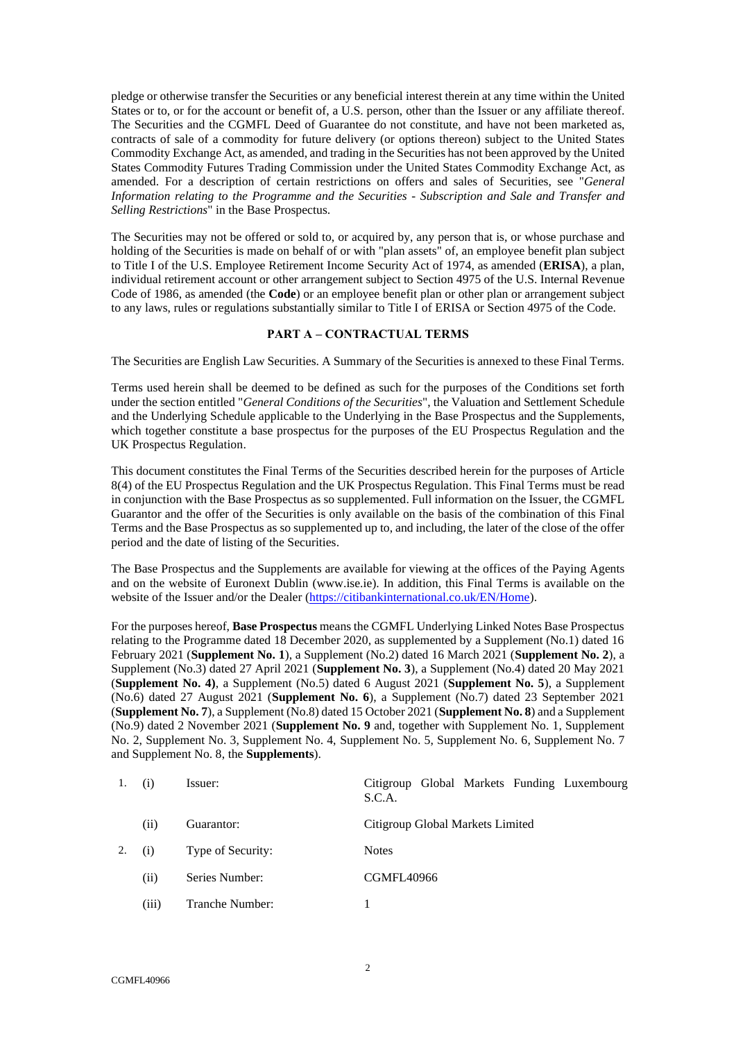pledge or otherwise transfer the Securities or any beneficial interest therein at any time within the United States or to, or for the account or benefit of, a U.S. person, other than the Issuer or any affiliate thereof. The Securities and the CGMFL Deed of Guarantee do not constitute, and have not been marketed as, contracts of sale of a commodity for future delivery (or options thereon) subject to the United States Commodity Exchange Act, as amended, and trading in the Securities has not been approved by the United States Commodity Futures Trading Commission under the United States Commodity Exchange Act, as amended. For a description of certain restrictions on offers and sales of Securities, see "*General Information relating to the Programme and the Securities - Subscription and Sale and Transfer and Selling Restrictions*" in the Base Prospectus.

The Securities may not be offered or sold to, or acquired by, any person that is, or whose purchase and holding of the Securities is made on behalf of or with "plan assets" of, an employee benefit plan subject to Title I of the U.S. Employee Retirement Income Security Act of 1974, as amended (**ERISA**), a plan, individual retirement account or other arrangement subject to Section 4975 of the U.S. Internal Revenue Code of 1986, as amended (the **Code**) or an employee benefit plan or other plan or arrangement subject to any laws, rules or regulations substantially similar to Title I of ERISA or Section 4975 of the Code.

## PART A – CONTRACTUAL TERMS

The Securities are English Law Securities. A Summary of the Securities is annexed to these Final Terms.

Terms used herein shall be deemed to be defined as such for the purposes of the Conditions set forth under the section entitled "*General Conditions of the Securities*", the Valuation and Settlement Schedule and the Underlying Schedule applicable to the Underlying in the Base Prospectus and the Supplements, which together constitute a base prospectus for the purposes of the EU Prospectus Regulation and the UK Prospectus Regulation.

This document constitutes the Final Terms of the Securities described herein for the purposes of Article 8(4) of the EU Prospectus Regulation and the UK Prospectus Regulation. This Final Terms must be read in conjunction with the Base Prospectus as so supplemented. Full information on the Issuer, the CGMFL Guarantor and the offer of the Securities is only available on the basis of the combination of this Final Terms and the Base Prospectus as so supplemented up to, and including, the later of the close of the offer period and the date of listing of the Securities.

The Base Prospectus and the Supplements are available for viewing at the offices of the Paying Agents and on the website of Euronext Dublin (www.ise.ie). In addition, this Final Terms is available on the website of the Issuer and/or the Dealer (https://citibankinternational.co.uk/EN/Home).

For the purposes hereof, **Base Prospectus** means the CGMFL Underlying Linked Notes Base Prospectus relating to the Programme dated 18 December 2020, as supplemented by a Supplement (No.1) dated 16 February 2021 (**Supplement No. 1**), a Supplement (No.2) dated 16 March 2021 (**Supplement No. 2**), a Supplement (No.3) dated 27 April 2021 (**Supplement No. 3**), a Supplement (No.4) dated 20 May 2021 (**Supplement No. 4)**, a Supplement (No.5) dated 6 August 2021 (**Supplement No. 5**), a Supplement (No.6) dated 27 August 2021 (**Supplement No. 6**), a Supplement (No.7) dated 23 September 2021 (**Supplement No. 7**), a Supplement (No.8) dated 15 October 2021 (**Supplement No. 8**) and a Supplement (No.9) dated 2 November 2021 (**Supplement No. 9** and, together with Supplement No. 1, Supplement No. 2, Supplement No. 3, Supplement No. 4, Supplement No. 5, Supplement No. 6, Supplement No. 7 and Supplement No. 8, the **Supplements**).

| | | | |
|---|---|---|---|
| 1. | (i) | Issuer: | Citigroup Global Markets Funding Luxembourg S.C.A. |
| | (ii) | Guarantor: | Citigroup Global Markets Limited |
| 2. | (i) | Type of Security: | Notes |
| | (ii) | Series Number: | CGMFL40966 |
| | (iii) | Tranche Number: | 1 |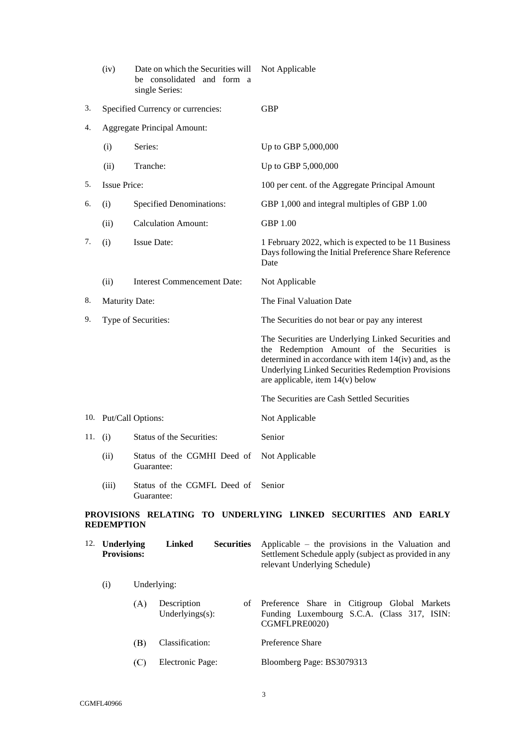| | | | |
|---|---|---|---|
| | (iv) | Date on which the Securities will be consolidated and form a single Series: | Not Applicable |
| 3. | Specified Currency or currencies: | | GBP |
| 4. | Aggregate Principal Amount: | | |
| | (i) | Series: | Up to GBP 5,000,000 |
| | (ii) | Tranche: | Up to GBP 5,000,000 |
| 5. | Issue Price: | | 100 per cent. of the Aggregate Principal Amount |
| 6. | (i) | Specified Denominations: | GBP 1,000 and integral multiples of GBP 1.00 |
| | (ii) | Calculation Amount: | GBP 1.00 |
| 7. | (i) | Issue Date: | 1 February 2022, which is expected to be 11 Business Days following the Initial Preference Share Reference Date |
| | (ii) | Interest Commencement Date: | Not Applicable |
| 8. | Maturity Date: | | The Final Valuation Date |
| 9. | Type of Securities: | | The Securities do not bear or pay any interest<br><br>The Securities are Underlying Linked Securities and the Redemption Amount of the Securities is determined in accordance with item 14(iv) and, as the Underlying Linked Securities Redemption Provisions are applicable, item 14(v) below<br><br>The Securities are Cash Settled Securities |
| 10. | Put/Call Options: | | Not Applicable |
| 11. | (i) | Status of the Securities: | Senior |
| | (ii) | Status of the CGMHI Deed of Guarantee: | Not Applicable |
| | (iii) | Status of the CGMFL Deed of Guarantee: | Senior |

**PROVISIONS RELATING TO UNDERLYING LINKED SECURITIES AND EARLY REDEMPTION**

| | | | | |
|---|---|---|---|---|
| 12. | **Underlying Linked Securities Provisions:** | | | Applicable – the provisions in the Valuation and Settlement Schedule apply (subject as provided in any relevant Underlying Schedule) |
| | (i) | Underlying: | | |
| | | (A) | Description of Underlyings(s): | Preference Share in Citigroup Global Markets Funding Luxembourg S.C.A. (Class 317, ISIN: CGMFLPRE0020) |
| | | (B) | Classification: | Preference Share |
| | | (C) | Electronic Page: | Bloomberg Page: BS3079313 |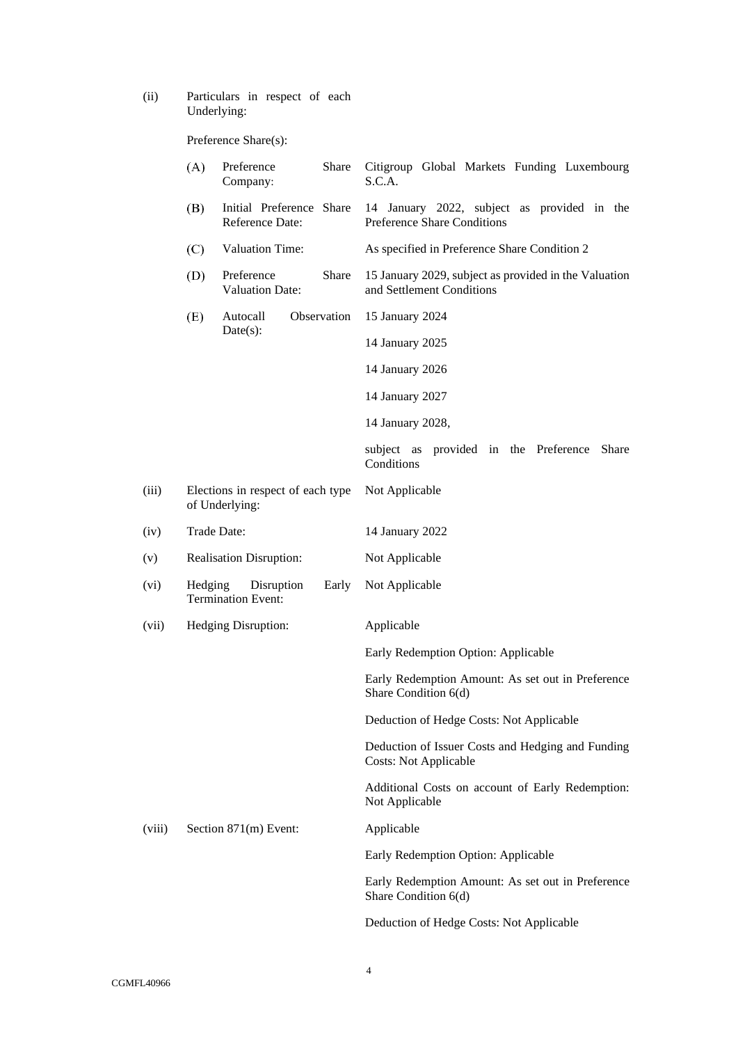(ii) Particulars in respect of each Underlying:

Preference Share(s):

| | | |
|---|---|---|
| (A) | Preference Share Company: | Citigroup Global Markets Funding Luxembourg S.C.A. |
| (B) | Initial Preference Share Reference Date: | 14 January 2022, subject as provided in the Preference Share Conditions |
| (C) | Valuation Time: | As specified in Preference Share Condition 2 |
| (D) | Preference Share Valuation Date: | 15 January 2029, subject as provided in the Valuation and Settlement Conditions |
| (E) | Autocall Observation Date(s): | 15 January 2024<br>14 January 2025<br>14 January 2026<br>14 January 2027<br>14 January 2028,<br>subject as provided in the Preference Share Conditions |

| | | |
|---|---|---|
| (iii) | Elections in respect of each type of Underlying: | Not Applicable |
| (iv) | Trade Date: | 14 January 2022 |
| (v) | Realisation Disruption: | Not Applicable |
| (vi) | Hedging Disruption Early Termination Event: | Not Applicable |
| (vii) | Hedging Disruption: | Applicable<br>Early Redemption Option: Applicable<br>Early Redemption Amount: As set out in Preference Share Condition 6(d)<br>Deduction of Hedge Costs: Not Applicable<br>Deduction of Issuer Costs and Hedging and Funding Costs: Not Applicable<br>Additional Costs on account of Early Redemption: Not Applicable |
| (viii) | Section 871(m) Event: | Applicable<br>Early Redemption Option: Applicable<br>Early Redemption Amount: As set out in Preference Share Condition 6(d)<br>Deduction of Hedge Costs: Not Applicable |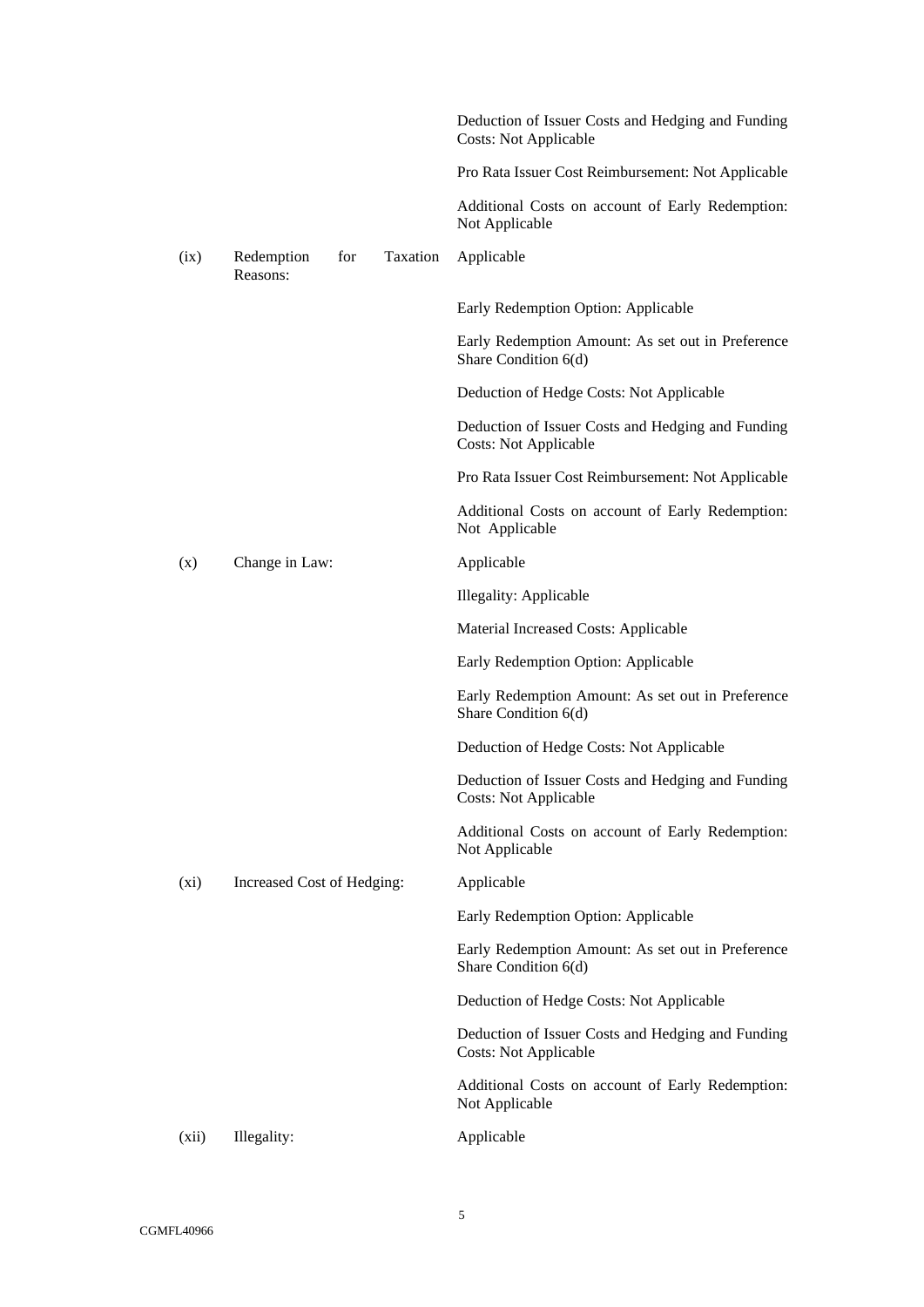| | | |
|---|---|---|
| | | Deduction of Issuer Costs and Hedging and Funding Costs: Not Applicable |
| | | Pro Rata Issuer Cost Reimbursement: Not Applicable |
| | | Additional Costs on account of Early Redemption: Not Applicable |
| (ix) | Redemption for Taxation Reasons: | Applicable |
| | | Early Redemption Option: Applicable |
| | | Early Redemption Amount: As set out in Preference Share Condition 6(d) |
| | | Deduction of Hedge Costs: Not Applicable |
| | | Deduction of Issuer Costs and Hedging and Funding Costs: Not Applicable |
| | | Pro Rata Issuer Cost Reimbursement: Not Applicable |
| | | Additional Costs on account of Early Redemption: Not Applicable |
| (x) | Change in Law: | Applicable |
| | | Illegality: Applicable |
| | | Material Increased Costs: Applicable |
| | | Early Redemption Option: Applicable |
| | | Early Redemption Amount: As set out in Preference Share Condition 6(d) |
| | | Deduction of Hedge Costs: Not Applicable |
| | | Deduction of Issuer Costs and Hedging and Funding Costs: Not Applicable |
| | | Additional Costs on account of Early Redemption: Not Applicable |
| (xi) | Increased Cost of Hedging: | Applicable |
| | | Early Redemption Option: Applicable |
| | | Early Redemption Amount: As set out in Preference Share Condition 6(d) |
| | | Deduction of Hedge Costs: Not Applicable |
| | | Deduction of Issuer Costs and Hedging and Funding Costs: Not Applicable |
| | | Additional Costs on account of Early Redemption: Not Applicable |
| (xii) | Illegality: | Applicable |

CGMFL40966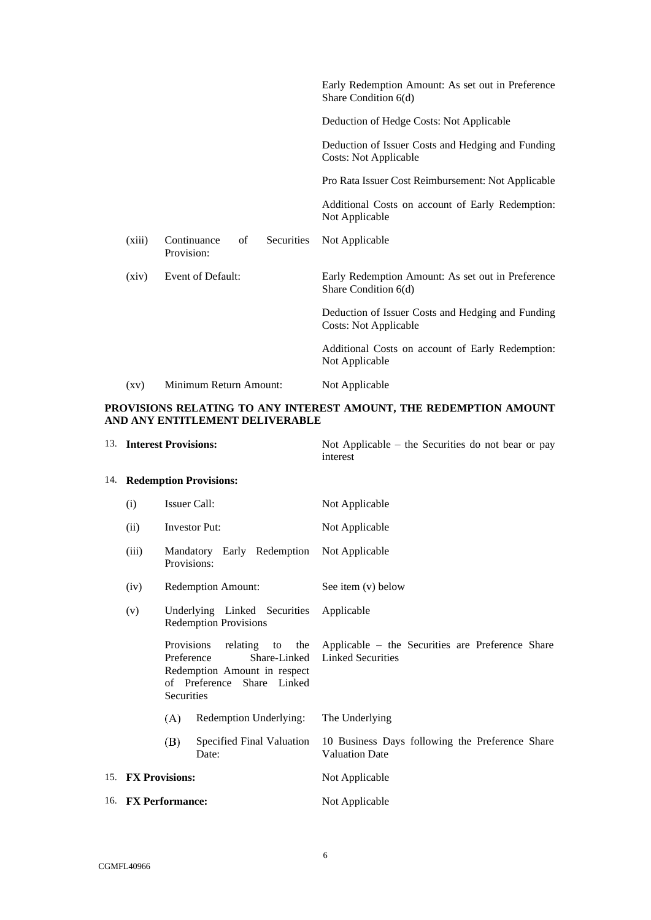| | | |
|---|---|---|
| | | Early Redemption Amount: As set out in Preference Share Condition 6(d) |
| | | Deduction of Hedge Costs: Not Applicable |
| | | Deduction of Issuer Costs and Hedging and Funding Costs: Not Applicable |
| | | Pro Rata Issuer Cost Reimbursement: Not Applicable |
| | | Additional Costs on account of Early Redemption: Not Applicable |
| (xiii) | Continuance of Securities Provision: | Not Applicable |
| (xiv) | Event of Default: | Early Redemption Amount: As set out in Preference Share Condition 6(d) |
| | | Deduction of Issuer Costs and Hedging and Funding Costs: Not Applicable |
| | | Additional Costs on account of Early Redemption: Not Applicable |
| (xv) | Minimum Return Amount: | Not Applicable |

**PROVISIONS RELATING TO ANY INTEREST AMOUNT, THE REDEMPTION AMOUNT AND ANY ENTITLEMENT DELIVERABLE**

| | | |
|---|---|---|
| 13. | **Interest Provisions:** | Not Applicable – the Securities do not bear or pay interest |
| 14. | **Redemption Provisions:** | |
| (i) | Issuer Call: | Not Applicable |
| (ii) | Investor Put: | Not Applicable |
| (iii) | Mandatory Early Redemption Provisions: | Not Applicable |
| (iv) | Redemption Amount: | See item (v) below |
| (v) | Underlying Linked Securities Redemption Provisions | Applicable |
| | Provisions relating to the Preference Share-Linked Redemption Amount in respect of Preference Share Linked Securities | Applicable – the Securities are Preference Share Linked Securities |
| | (A) Redemption Underlying: | The Underlying |
| | (B) Specified Final Valuation Date: | 10 Business Days following the Preference Share Valuation Date |
| 15. | **FX Provisions:** | Not Applicable |
| 16. | **FX Performance:** | Not Applicable |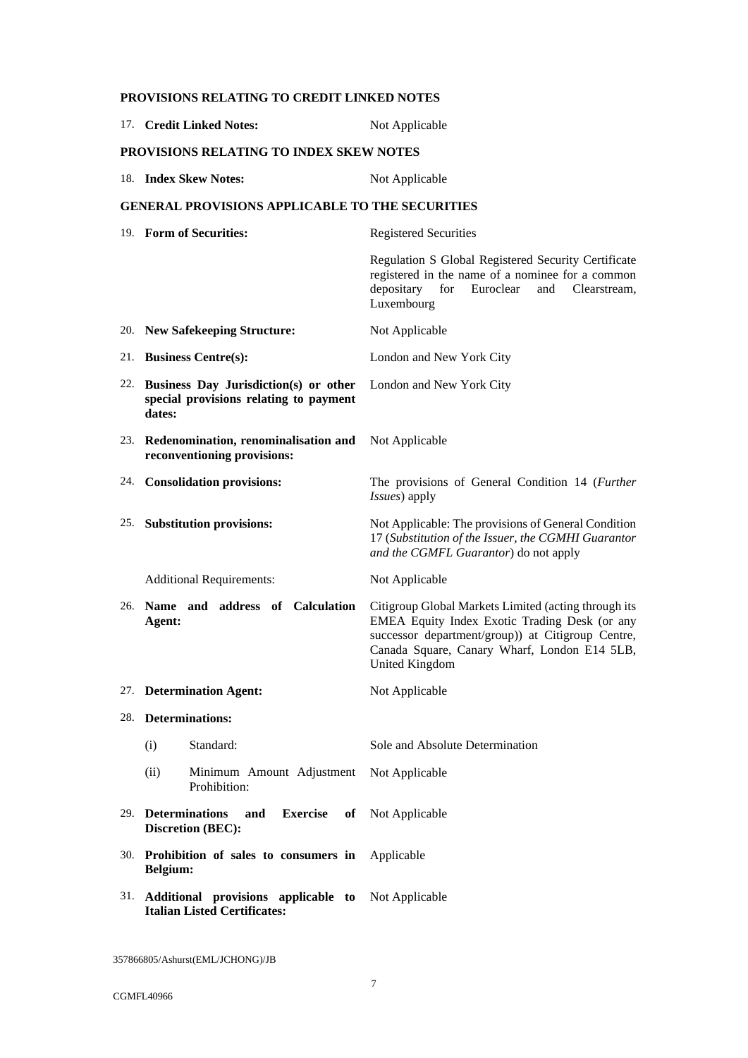## PROVISIONS RELATING TO CREDIT LINKED NOTES

| | | |
|---|---|---|
| 17. | **Credit Linked Notes:** | Not Applicable |

## PROVISIONS RELATING TO INDEX SKEW NOTES

| | | |
|---|---|---|
| 18. | **Index Skew Notes:** | Not Applicable |

## GENERAL PROVISIONS APPLICABLE TO THE SECURITIES

| | | |
|---|---|---|
| 19. | **Form of Securities:** | Registered Securities<br><br>Regulation S Global Registered Security Certificate registered in the name of a nominee for a common depositary for Euroclear and Clearstream, Luxembourg |
| 20. | **New Safekeeping Structure:** | Not Applicable |
| 21. | **Business Centre(s):** | London and New York City |
| 22. | **Business Day Jurisdiction(s) or other special provisions relating to payment dates:** | London and New York City |
| 23. | **Redenomination, renominalisation and reconventioning provisions:** | Not Applicable |
| 24. | **Consolidation provisions:** | The provisions of General Condition 14 (*Further Issues*) apply |
| 25. | **Substitution provisions:** | Not Applicable: The provisions of General Condition 17 (*Substitution of the Issuer, the CGMHI Guarantor and the CGMFL Guarantor*) do not apply |
| | Additional Requirements: | Not Applicable |
| 26. | **Name and address of Calculation Agent:** | Citigroup Global Markets Limited (acting through its EMEA Equity Index Exotic Trading Desk (or any successor department/group)) at Citigroup Centre, Canada Square, Canary Wharf, London E14 5LB, United Kingdom |
| 27. | **Determination Agent:** | Not Applicable |
| 28. | **Determinations:** | |
| | (i) Standard: | Sole and Absolute Determination |
| | (ii) Minimum Amount Adjustment Prohibition: | Not Applicable |
| 29. | **Determinations and Exercise of Discretion (BEC):** | Not Applicable |
| 30. | **Prohibition of sales to consumers in Belgium:** | Applicable |
| 31. | **Additional provisions applicable to Italian Listed Certificates:** | Not Applicable |

357866805/Ashurst(EML/JCHONG)/JB

CGMFL40966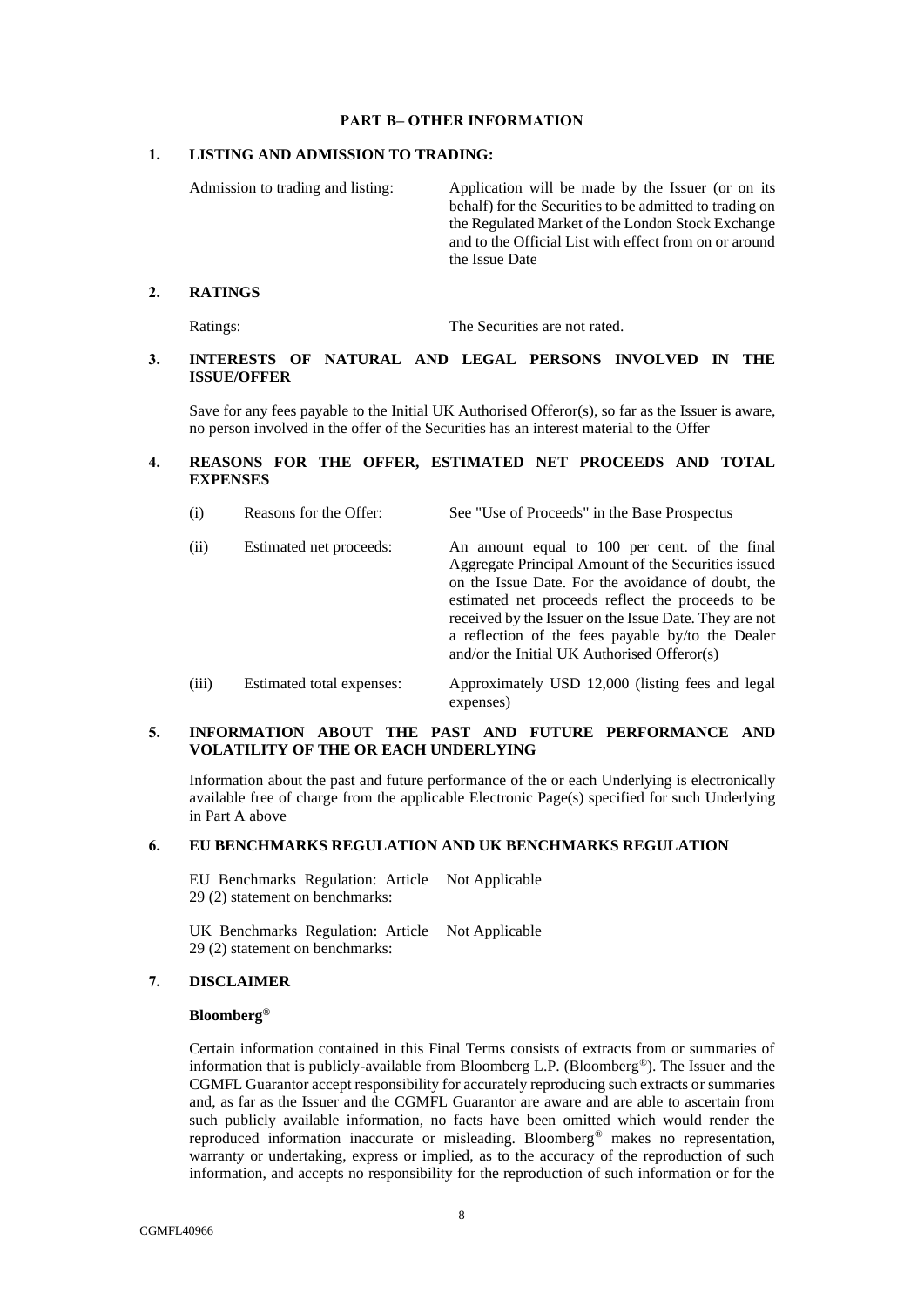## PART B– OTHER INFORMATION

### 1. LISTING AND ADMISSION TO TRADING:

| | |
|---|---|
| Admission to trading and listing: | Application will be made by the Issuer (or on its behalf) for the Securities to be admitted to trading on the Regulated Market of the London Stock Exchange and to the Official List with effect from on or around the Issue Date |

### 2. RATINGS

| | |
|---|---|
| Ratings: | The Securities are not rated. |

### 3. INTERESTS OF NATURAL AND LEGAL PERSONS INVOLVED IN THE ISSUE/OFFER

Save for any fees payable to the Initial UK Authorised Offeror(s), so far as the Issuer is aware, no person involved in the offer of the Securities has an interest material to the Offer

### 4. REASONS FOR THE OFFER, ESTIMATED NET PROCEEDS AND TOTAL EXPENSES

| | | |
|---|---|---|
| (i) | Reasons for the Offer: | See "Use of Proceeds" in the Base Prospectus |
| (ii) | Estimated net proceeds: | An amount equal to 100 per cent. of the final Aggregate Principal Amount of the Securities issued on the Issue Date. For the avoidance of doubt, the estimated net proceeds reflect the proceeds to be received by the Issuer on the Issue Date. They are not a reflection of the fees payable by/to the Dealer and/or the Initial UK Authorised Offeror(s) |
| (iii) | Estimated total expenses: | Approximately USD 12,000 (listing fees and legal expenses) |

### 5. INFORMATION ABOUT THE PAST AND FUTURE PERFORMANCE AND VOLATILITY OF THE OR EACH UNDERLYING

Information about the past and future performance of the or each Underlying is electronically available free of charge from the applicable Electronic Page(s) specified for such Underlying in Part A above

### 6. EU BENCHMARKS REGULATION AND UK BENCHMARKS REGULATION

| | |
|---|---|
| EU Benchmarks Regulation: Article 29 (2) statement on benchmarks: | Not Applicable |
| UK Benchmarks Regulation: Article 29 (2) statement on benchmarks: | Not Applicable |

### 7. DISCLAIMER

**Bloomberg®**

Certain information contained in this Final Terms consists of extracts from or summaries of information that is publicly-available from Bloomberg L.P. (Bloomberg®). The Issuer and the CGMFL Guarantor accept responsibility for accurately reproducing such extracts or summaries and, as far as the Issuer and the CGMFL Guarantor are aware and are able to ascertain from such publicly available information, no facts have been omitted which would render the reproduced information inaccurate or misleading. Bloomberg® makes no representation, warranty or undertaking, express or implied, as to the accuracy of the reproduction of such information, and accepts no responsibility for the reproduction of such information or for the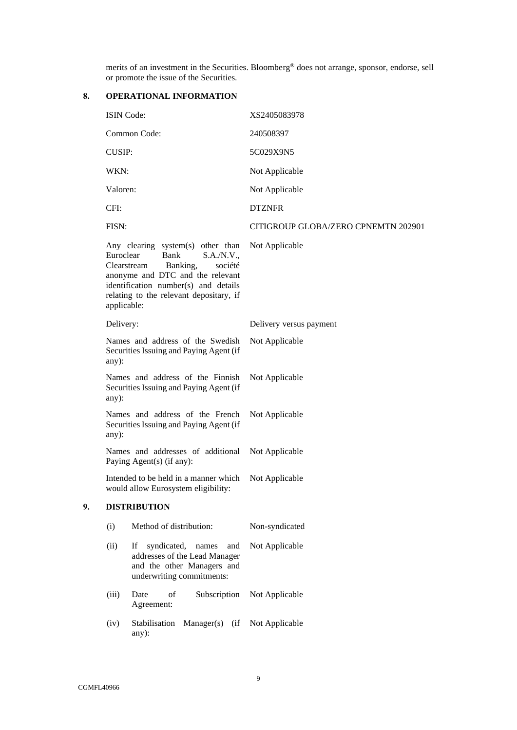merits of an investment in the Securities. Bloomberg® does not arrange, sponsor, endorse, sell or promote the issue of the Securities.

## 8. OPERATIONAL INFORMATION

| | |
|---|---|
| ISIN Code: | XS2405083978 |
| Common Code: | 240508397 |
| CUSIP: | 5C029X9N5 |
| WKN: | Not Applicable |
| Valoren: | Not Applicable |
| CFI: | DTZNFR |
| FISN: | CITIGROUP GLOBA/ZERO CPNEMTN 202901 |
| Any clearing system(s) other than Euroclear Bank S.A./N.V., Clearstream Banking, société anonyme and DTC and the relevant identification number(s) and details relating to the relevant depositary, if applicable: | Not Applicable |
| Delivery: | Delivery versus payment |
| Names and address of the Swedish Securities Issuing and Paying Agent (if any): | Not Applicable |
| Names and address of the Finnish Securities Issuing and Paying Agent (if any): | Not Applicable |
| Names and address of the French Securities Issuing and Paying Agent (if any): | Not Applicable |
| Names and addresses of additional Paying Agent(s) (if any): | Not Applicable |
| Intended to be held in a manner which would allow Eurosystem eligibility: | Not Applicable |

## 9. DISTRIBUTION

| | | |
|---|---|---|
| (i) | Method of distribution: | Non-syndicated |
| (ii) | If syndicated, names and addresses of the Lead Manager and the other Managers and underwriting commitments: | Not Applicable |
| (iii) | Date of Subscription Agreement: | Not Applicable |
| (iv) | Stabilisation Manager(s) (if any): | Not Applicable |

CGMFL40966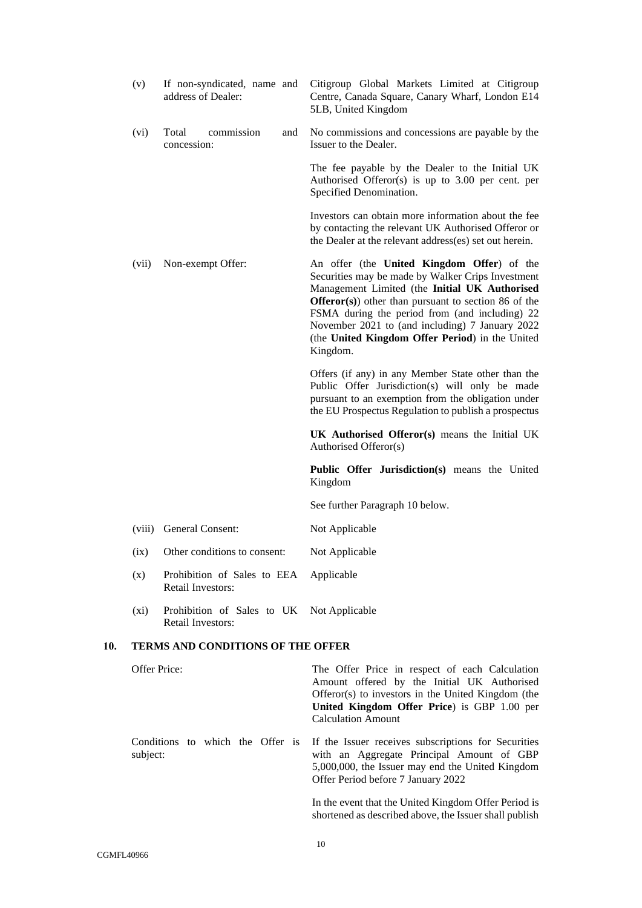| | | |
|---|---|---|
| (v) | If non-syndicated, name and address of Dealer: | Citigroup Global Markets Limited at Citigroup Centre, Canada Square, Canary Wharf, London E14 5LB, United Kingdom |
| (vi) | Total commission and concession: | No commissions and concessions are payable by the Issuer to the Dealer.<br><br>The fee payable by the Dealer to the Initial UK Authorised Offeror(s) is up to 3.00 per cent. per Specified Denomination.<br><br>Investors can obtain more information about the fee by contacting the relevant UK Authorised Offeror or the Dealer at the relevant address(es) set out herein. |
| (vii) | Non-exempt Offer: | An offer (the **United Kingdom Offer**) of the Securities may be made by Walker Crips Investment Management Limited (the **Initial UK Authorised Offeror(s)**) other than pursuant to section 86 of the FSMA during the period from (and including) 22 November 2021 to (and including) 7 January 2022 (the **United Kingdom Offer Period**) in the United Kingdom.<br><br>Offers (if any) in any Member State other than the Public Offer Jurisdiction(s) will only be made pursuant to an exemption from the obligation under the EU Prospectus Regulation to publish a prospectus<br><br>**UK Authorised Offeror(s)** means the Initial UK Authorised Offeror(s)<br><br>**Public Offer Jurisdiction(s)** means the United Kingdom<br><br>See further Paragraph 10 below. |
| (viii) | General Consent: | Not Applicable |
| (ix) | Other conditions to consent: | Not Applicable |
| (x) | Prohibition of Sales to EEA Retail Investors: | Applicable |
| (xi) | Prohibition of Sales to UK Retail Investors: | Not Applicable |

## 10. TERMS AND CONDITIONS OF THE OFFER

| | |
|---|---|
| Offer Price: | The Offer Price in respect of each Calculation Amount offered by the Initial UK Authorised Offeror(s) to investors in the United Kingdom (the **United Kingdom Offer Price**) is GBP 1.00 per Calculation Amount |
| Conditions to which the Offer is subject: | If the Issuer receives subscriptions for Securities with an Aggregate Principal Amount of GBP 5,000,000, the Issuer may end the United Kingdom Offer Period before 7 January 2022<br><br>In the event that the United Kingdom Offer Period is shortened as described above, the Issuer shall publish |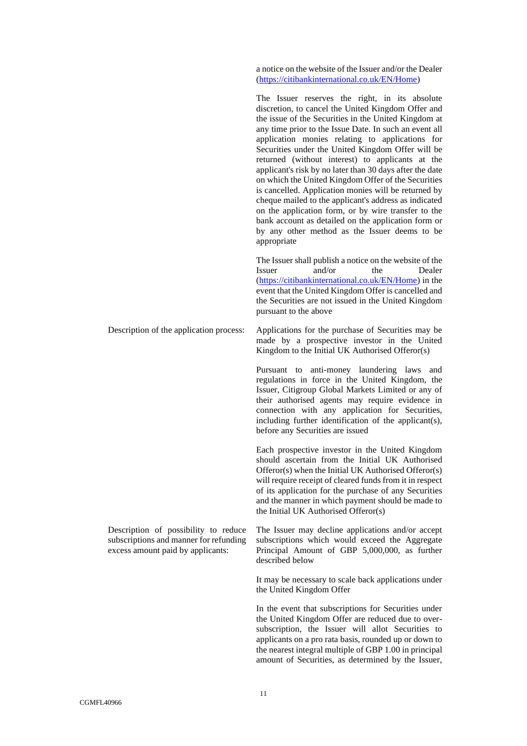| | |
|---|---|
| | a notice on the website of the Issuer and/or the Dealer ([https://citibankinternational.co.uk/EN/Home](https://citibankinternational.co.uk/EN/Home))<br><br>The Issuer reserves the right, in its absolute discretion, to cancel the United Kingdom Offer and the issue of the Securities in the United Kingdom at any time prior to the Issue Date. In such an event all application monies relating to applications for Securities under the United Kingdom Offer will be returned (without interest) to applicants at the applicant's risk by no later than 30 days after the date on which the United Kingdom Offer of the Securities is cancelled. Application monies will be returned by cheque mailed to the applicant's address as indicated on the application form, or by wire transfer to the bank account as detailed on the application form or by any other method as the Issuer deems to be appropriate<br><br>The Issuer shall publish a notice on the website of the Issuer and/or the Dealer ([https://citibankinternational.co.uk/EN/Home](https://citibankinternational.co.uk/EN/Home)) in the event that the United Kingdom Offer is cancelled and the Securities are not issued in the United Kingdom pursuant to the above |
| Description of the application process: | Applications for the purchase of Securities may be made by a prospective investor in the United Kingdom to the Initial UK Authorised Offeror(s)<br><br>Pursuant to anti-money laundering laws and regulations in force in the United Kingdom, the Issuer, Citigroup Global Markets Limited or any of their authorised agents may require evidence in connection with any application for Securities, including further identification of the applicant(s), before any Securities are issued<br><br>Each prospective investor in the United Kingdom should ascertain from the Initial UK Authorised Offeror(s) when the Initial UK Authorised Offeror(s) will require receipt of cleared funds from it in respect of its application for the purchase of any Securities and the manner in which payment should be made to the Initial UK Authorised Offeror(s) |
| Description of possibility to reduce subscriptions and manner for refunding excess amount paid by applicants: | The Issuer may decline applications and/or accept subscriptions which would exceed the Aggregate Principal Amount of GBP 5,000,000, as further described below<br><br>It may be necessary to scale back applications under the United Kingdom Offer<br><br>In the event that subscriptions for Securities under the United Kingdom Offer are reduced due to over-subscription, the Issuer will allot Securities to applicants on a pro rata basis, rounded up or down to the nearest integral multiple of GBP 1.00 in principal amount of Securities, as determined by the Issuer, |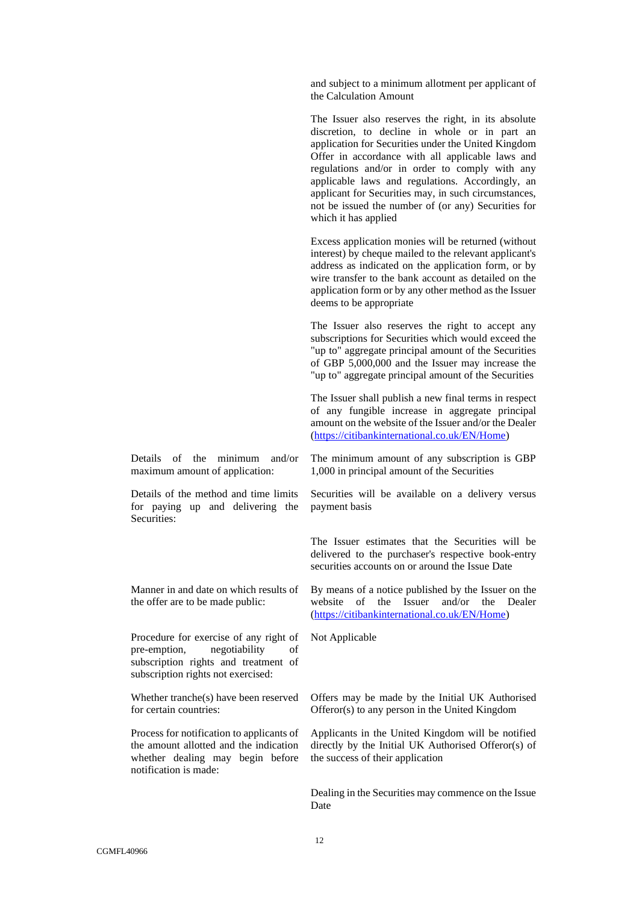| | |
|---|---|
| | and subject to a minimum allotment per applicant of the Calculation Amount<br><br>The Issuer also reserves the right, in its absolute discretion, to decline in whole or in part an application for Securities under the United Kingdom Offer in accordance with all applicable laws and regulations and/or in order to comply with any applicable laws and regulations. Accordingly, an applicant for Securities may, in such circumstances, not be issued the number of (or any) Securities for which it has applied<br><br>Excess application monies will be returned (without interest) by cheque mailed to the relevant applicant's address as indicated on the application form, or by wire transfer to the bank account as detailed on the application form or by any other method as the Issuer deems to be appropriate<br><br>The Issuer also reserves the right to accept any subscriptions for Securities which would exceed the "up to" aggregate principal amount of the Securities of GBP 5,000,000 and the Issuer may increase the "up to" aggregate principal amount of the Securities<br><br>The Issuer shall publish a new final terms in respect of any fungible increase in aggregate principal amount on the website of the Issuer and/or the Dealer (https://citibankinternational.co.uk/EN/Home) |
| Details of the minimum and/or maximum amount of application: | The minimum amount of any subscription is GBP 1,000 in principal amount of the Securities |
| Details of the method and time limits for paying up and delivering the Securities: | Securities will be available on a delivery versus payment basis<br><br>The Issuer estimates that the Securities will be delivered to the purchaser's respective book-entry securities accounts on or around the Issue Date |
| Manner in and date on which results of the offer are to be made public: | By means of a notice published by the Issuer on the website of the Issuer and/or the Dealer (https://citibankinternational.co.uk/EN/Home) |
| Procedure for exercise of any right of pre-emption, negotiability of subscription rights and treatment of subscription rights not exercised: | Not Applicable |
| Whether tranche(s) have been reserved for certain countries: | Offers may be made by the Initial UK Authorised Offeror(s) to any person in the United Kingdom |
| Process for notification to applicants of the amount allotted and the indication whether dealing may begin before notification is made: | Applicants in the United Kingdom will be notified directly by the Initial UK Authorised Offeror(s) of the success of their application<br><br>Dealing in the Securities may commence on the Issue Date |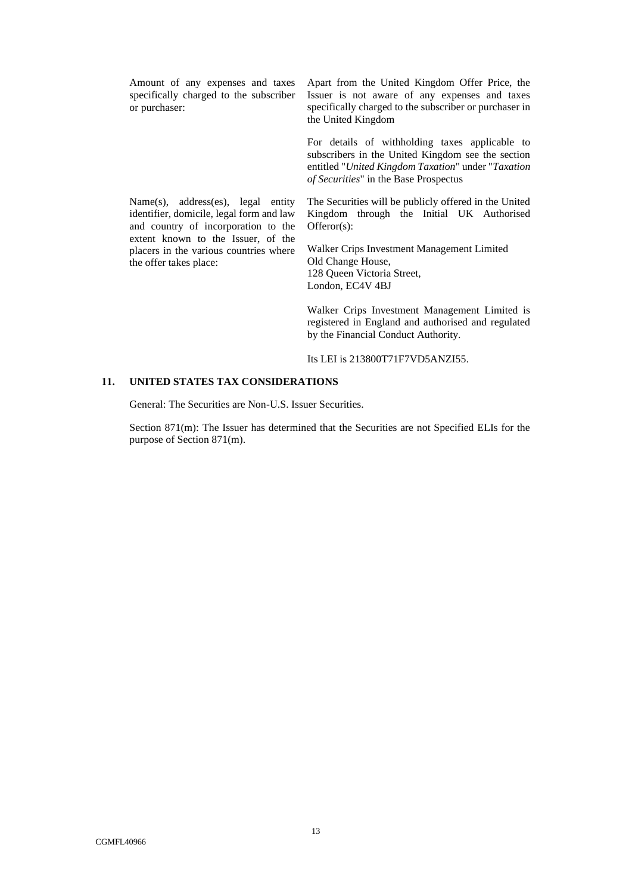| | |
|---|---|
| Amount of any expenses and taxes specifically charged to the subscriber or purchaser: | Apart from the United Kingdom Offer Price, the Issuer is not aware of any expenses and taxes specifically charged to the subscriber or purchaser in the United Kingdom<br><br>For details of withholding taxes applicable to subscribers in the United Kingdom see the section entitled "*United Kingdom Taxation*" under "*Taxation of Securities*" in the Base Prospectus |
| Name(s), address(es), legal entity identifier, domicile, legal form and law and country of incorporation to the extent known to the Issuer, of the placers in the various countries where the offer takes place: | The Securities will be publicly offered in the United Kingdom through the Initial UK Authorised Offeror(s):<br><br>Walker Crips Investment Management Limited<br>Old Change House,<br>128 Queen Victoria Street,<br>London, EC4V 4BJ<br><br>Walker Crips Investment Management Limited is registered in England and authorised and regulated by the Financial Conduct Authority.<br><br>Its LEI is 213800T71F7VD5ANZI55. |

## 11. UNITED STATES TAX CONSIDERATIONS

General: The Securities are Non-U.S. Issuer Securities.

Section 871(m): The Issuer has determined that the Securities are not Specified ELIs for the purpose of Section 871(m).

CGMFL40966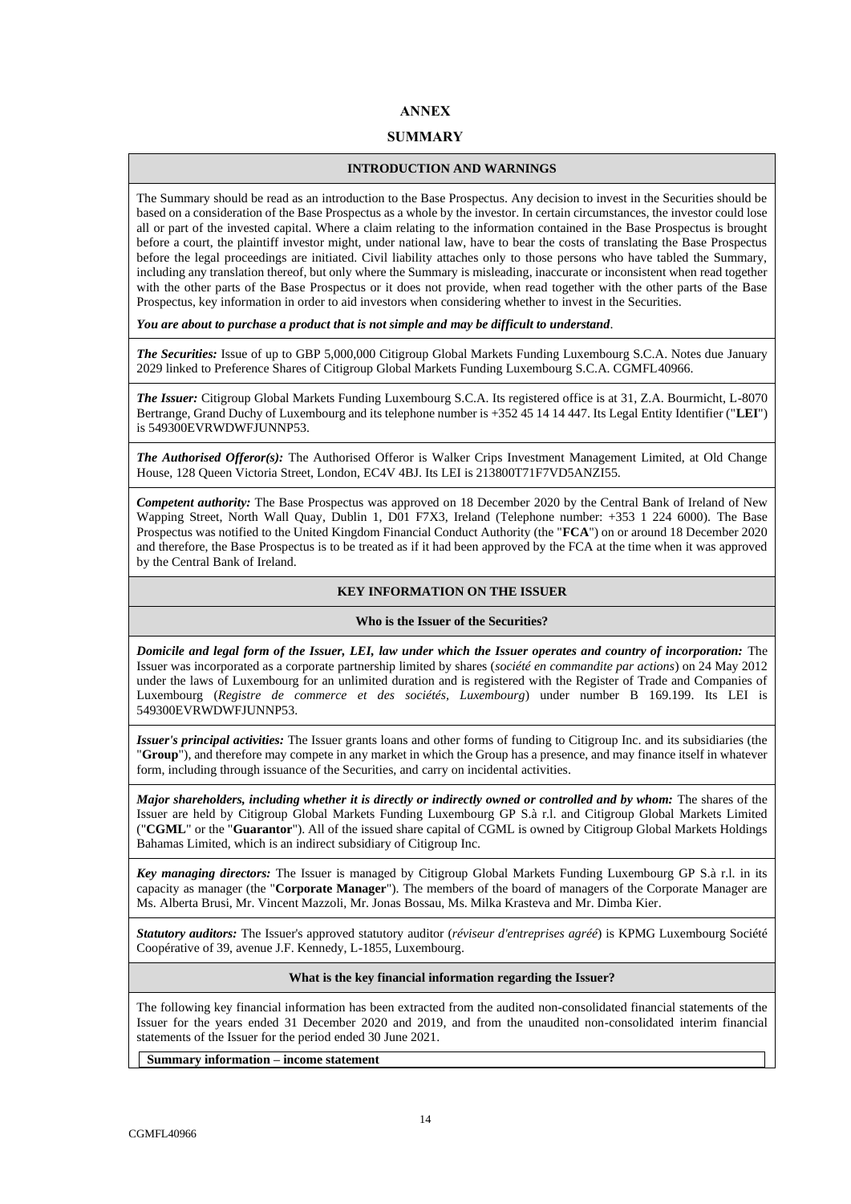# ANNEX

## SUMMARY

### INTRODUCTION AND WARNINGS

The Summary should be read as an introduction to the Base Prospectus. Any decision to invest in the Securities should be based on a consideration of the Base Prospectus as a whole by the investor. In certain circumstances, the investor could lose all or part of the invested capital. Where a claim relating to the information contained in the Base Prospectus is brought before a court, the plaintiff investor might, under national law, have to bear the costs of translating the Base Prospectus before the legal proceedings are initiated. Civil liability attaches only to those persons who have tabled the Summary, including any translation thereof, but only where the Summary is misleading, inaccurate or inconsistent when read together with the other parts of the Base Prospectus or it does not provide, when read together with the other parts of the Base Prospectus, key information in order to aid investors when considering whether to invest in the Securities.

***You are about to purchase a product that is not simple and may be difficult to understand*.**

***The Securities:*** Issue of up to GBP 5,000,000 Citigroup Global Markets Funding Luxembourg S.C.A. Notes due January 2029 linked to Preference Shares of Citigroup Global Markets Funding Luxembourg S.C.A. CGMFL40966.

***The Issuer:*** Citigroup Global Markets Funding Luxembourg S.C.A. Its registered office is at 31, Z.A. Bourmicht, L-8070 Bertrange, Grand Duchy of Luxembourg and its telephone number is +352 45 14 14 447. Its Legal Entity Identifier ("**LEI**") is 549300EVRWDWFJUNNP53.

***The Authorised Offeror(s):*** The Authorised Offeror is Walker Crips Investment Management Limited, at Old Change House, 128 Queen Victoria Street, London, EC4V 4BJ. Its LEI is 213800T71F7VD5ANZI55.

***Competent authority:*** The Base Prospectus was approved on 18 December 2020 by the Central Bank of Ireland of New Wapping Street, North Wall Quay, Dublin 1, D01 F7X3, Ireland (Telephone number: +353 1 224 6000). The Base Prospectus was notified to the United Kingdom Financial Conduct Authority (the "**FCA**") on or around 18 December 2020 and therefore, the Base Prospectus is to be treated as if it had been approved by the FCA at the time when it was approved by the Central Bank of Ireland.

### KEY INFORMATION ON THE ISSUER

#### Who is the Issuer of the Securities?

***Domicile and legal form of the Issuer, LEI, law under which the Issuer operates and country of incorporation:*** The Issuer was incorporated as a corporate partnership limited by shares (*société en commandite par actions*) on 24 May 2012 under the laws of Luxembourg for an unlimited duration and is registered with the Register of Trade and Companies of Luxembourg (*Registre de commerce et des sociétés, Luxembourg*) under number B 169.199. Its LEI is 549300EVRWDWFJUNNP53.

***Issuer's principal activities:*** The Issuer grants loans and other forms of funding to Citigroup Inc. and its subsidiaries (the "**Group**"), and therefore may compete in any market in which the Group has a presence, and may finance itself in whatever form, including through issuance of the Securities, and carry on incidental activities.

***Major shareholders, including whether it is directly or indirectly owned or controlled and by whom:*** The shares of the Issuer are held by Citigroup Global Markets Funding Luxembourg GP S.à r.l. and Citigroup Global Markets Limited ("**CGML**" or the "**Guarantor**"). All of the issued share capital of CGML is owned by Citigroup Global Markets Holdings Bahamas Limited, which is an indirect subsidiary of Citigroup Inc.

***Key managing directors:*** The Issuer is managed by Citigroup Global Markets Funding Luxembourg GP S.à r.l. in its capacity as manager (the "**Corporate Manager**"). The members of the board of managers of the Corporate Manager are Ms. Alberta Brusi, Mr. Vincent Mazzoli, Mr. Jonas Bossau, Ms. Milka Krasteva and Mr. Dimba Kier.

***Statutory auditors:*** The Issuer's approved statutory auditor (*réviseur d'entreprises agréé*) is KPMG Luxembourg Société Coopérative of 39, avenue J.F. Kennedy, L-1855, Luxembourg.

#### What is the key financial information regarding the Issuer?

The following key financial information has been extracted from the audited non-consolidated financial statements of the Issuer for the years ended 31 December 2020 and 2019, and from the unaudited non-consolidated interim financial statements of the Issuer for the period ended 30 June 2021.

**Summary information – income statement**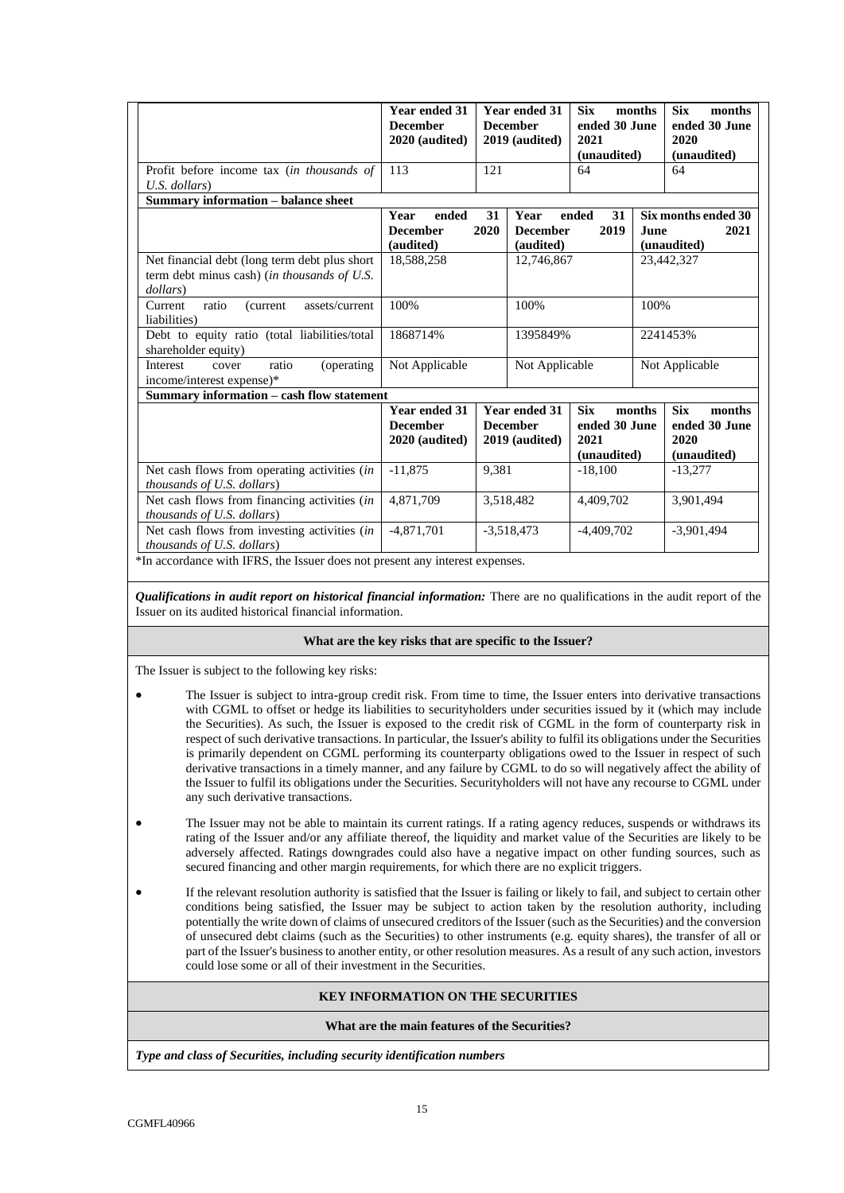| | Year ended 31 December 2020 (audited) | Year ended 31 December 2019 (audited) | Six months ended 30 June 2021 (unaudited) | Six months ended 30 June 2020 (unaudited) |
|---|---|---|---|---|
| Profit before income tax (*in thousands of U.S. dollars*) | 113 | 121 | 64 | 64 |

**Summary information – balance sheet**

| | Year ended 31 December 2020 (audited) | Year ended 31 December 2019 (audited) | Six months ended 30 June 2021 (unaudited) |
|---|---|---|---|
| Net financial debt (long term debt plus short term debt minus cash) (*in thousands of U.S. dollars*) | 18,588,258 | 12,746,867 | 23,442,327 |
| Current ratio (current assets/current liabilities) | 100% | 100% | 100% |
| Debt to equity ratio (total liabilities/total shareholder equity) | 1868714% | 1395849% | 2241453% |
| Interest cover ratio (operating income/interest expense)* | Not Applicable | Not Applicable | Not Applicable |

**Summary information – cash flow statement**

| | Year ended 31 December 2020 (audited) | Year ended 31 December 2019 (audited) | Six months ended 30 June 2021 (unaudited) | Six months ended 30 June 2020 (unaudited) |
|---|---|---|---|---|
| Net cash flows from operating activities (*in thousands of U.S. dollars*) | -11,875 | 9,381 | -18,100 | -13,277 |
| Net cash flows from financing activities (*in thousands of U.S. dollars*) | 4,871,709 | 3,518,482 | 4,409,702 | 3,901,494 |
| Net cash flows from investing activities (*in thousands of U.S. dollars*) | -4,871,701 | -3,518,473 | -4,409,702 | -3,901,494 |

*In accordance with IFRS, the Issuer does not present any interest expenses.

***Qualifications in audit report on historical financial information:*** There are no qualifications in the audit report of the Issuer on its audited historical financial information.

**What are the key risks that are specific to the Issuer?**

The Issuer is subject to the following key risks:

- The Issuer is subject to intra-group credit risk. From time to time, the Issuer enters into derivative transactions with CGML to offset or hedge its liabilities to securityholders under securities issued by it (which may include the Securities). As such, the Issuer is exposed to the credit risk of CGML in the form of counterparty risk in respect of such derivative transactions. In particular, the Issuer's ability to fulfil its obligations under the Securities is primarily dependent on CGML performing its counterparty obligations owed to the Issuer in respect of such derivative transactions in a timely manner, and any failure by CGML to do so will negatively affect the ability of the Issuer to fulfil its obligations under the Securities. Securityholders will not have any recourse to CGML under any such derivative transactions.
- The Issuer may not be able to maintain its current ratings. If a rating agency reduces, suspends or withdraws its rating of the Issuer and/or any affiliate thereof, the liquidity and market value of the Securities are likely to be adversely affected. Ratings downgrades could also have a negative impact on other funding sources, such as secured financing and other margin requirements, for which there are no explicit triggers.
- If the relevant resolution authority is satisfied that the Issuer is failing or likely to fail, and subject to certain other conditions being satisfied, the Issuer may be subject to action taken by the resolution authority, including potentially the write down of claims of unsecured creditors of the Issuer (such as the Securities) and the conversion of unsecured debt claims (such as the Securities) to other instruments (e.g. equity shares), the transfer of all or part of the Issuer's business to another entity, or other resolution measures. As a result of any such action, investors could lose some or all of their investment in the Securities.

**KEY INFORMATION ON THE SECURITIES**

**What are the main features of the Securities?**

***Type and class of Securities, including security identification numbers***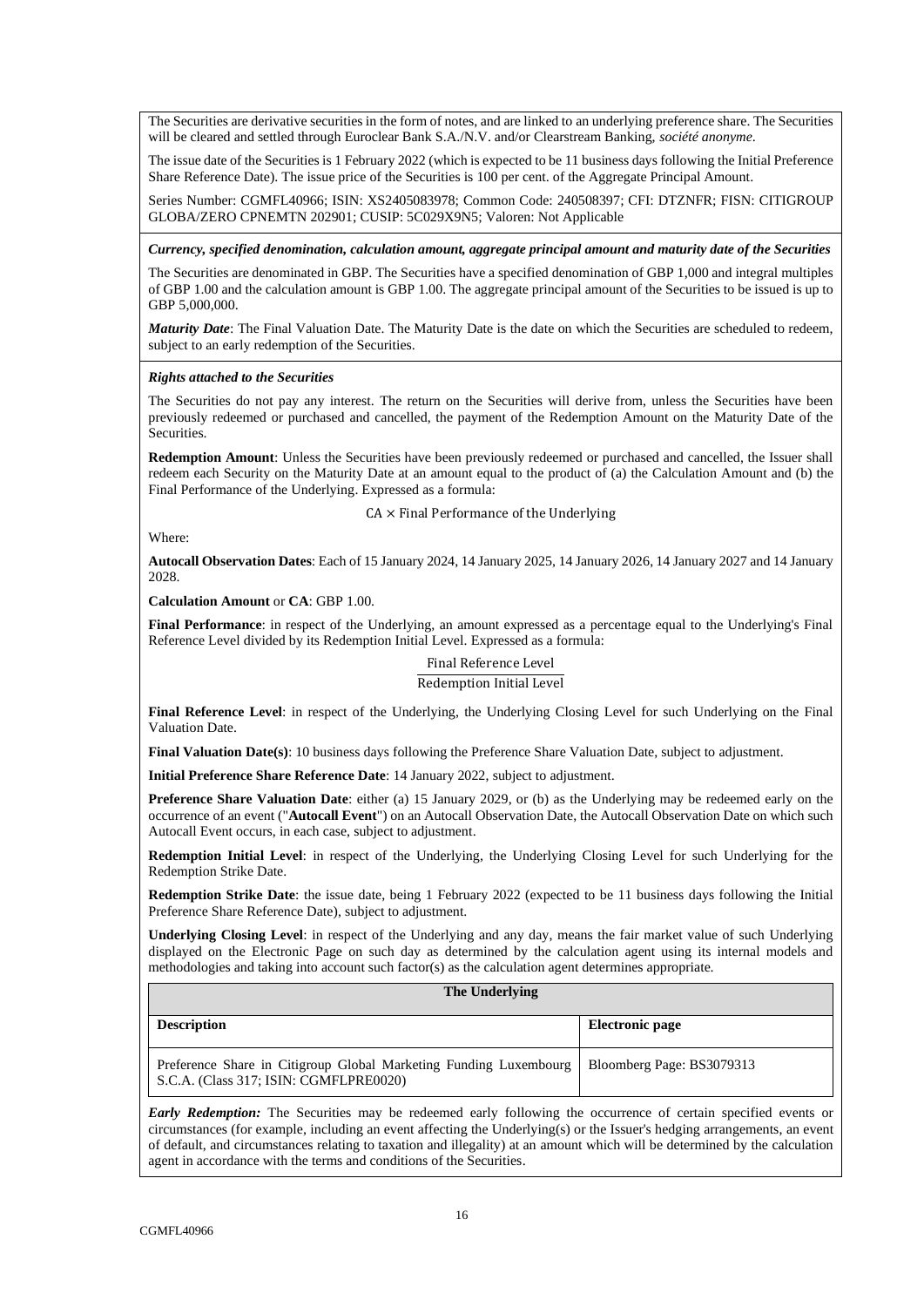The Securities are derivative securities in the form of notes, and are linked to an underlying preference share. The Securities will be cleared and settled through Euroclear Bank S.A./N.V. and/or Clearstream Banking, *société anonyme*.

The issue date of the Securities is 1 February 2022 (which is expected to be 11 business days following the Initial Preference Share Reference Date). The issue price of the Securities is 100 per cent. of the Aggregate Principal Amount.

Series Number: CGMFL40966; ISIN: XS2405083978; Common Code: 240508397; CFI: DTZNFR; FISN: CITIGROUP GLOBA/ZERO CPNEMTN 202901; CUSIP: 5C029X9N5; Valoren: Not Applicable

***Currency, specified denomination, calculation amount, aggregate principal amount and maturity date of the Securities***

The Securities are denominated in GBP. The Securities have a specified denomination of GBP 1,000 and integral multiples of GBP 1.00 and the calculation amount is GBP 1.00. The aggregate principal amount of the Securities to be issued is up to GBP 5,000,000.

***Maturity Date***: The Final Valuation Date. The Maturity Date is the date on which the Securities are scheduled to redeem, subject to an early redemption of the Securities.

***Rights attached to the Securities***

The Securities do not pay any interest. The return on the Securities will derive from, unless the Securities have been previously redeemed or purchased and cancelled, the payment of the Redemption Amount on the Maturity Date of the Securities.

**Redemption Amount**: Unless the Securities have been previously redeemed or purchased and cancelled, the Issuer shall redeem each Security on the Maturity Date at an amount equal to the product of (a) the Calculation Amount and (b) the Final Performance of the Underlying. Expressed as a formula:

$$\text{CA} \times \text{Final Performance of the Underlying}$$

Where:

**Autocall Observation Dates**: Each of 15 January 2024, 14 January 2025, 14 January 2026, 14 January 2027 and 14 January 2028.

**Calculation Amount** or **CA**: GBP 1.00.

**Final Performance**: in respect of the Underlying, an amount expressed as a percentage equal to the Underlying's Final Reference Level divided by its Redemption Initial Level. Expressed as a formula:

$$\frac{\text{Final Reference Level}}{\text{Redemption Initial Level}}$$

**Final Reference Level**: in respect of the Underlying, the Underlying Closing Level for such Underlying on the Final Valuation Date.

**Final Valuation Date(s)**: 10 business days following the Preference Share Valuation Date, subject to adjustment.

**Initial Preference Share Reference Date**: 14 January 2022, subject to adjustment.

**Preference Share Valuation Date**: either (a) 15 January 2029, or (b) as the Underlying may be redeemed early on the occurrence of an event ("**Autocall Event**") on an Autocall Observation Date, the Autocall Observation Date on which such Autocall Event occurs, in each case, subject to adjustment.

**Redemption Initial Level**: in respect of the Underlying, the Underlying Closing Level for such Underlying for the Redemption Strike Date.

**Redemption Strike Date**: the issue date, being 1 February 2022 (expected to be 11 business days following the Initial Preference Share Reference Date), subject to adjustment.

**Underlying Closing Level**: in respect of the Underlying and any day, means the fair market value of such Underlying displayed on the Electronic Page on such day as determined by the calculation agent using its internal models and methodologies and taking into account such factor(s) as the calculation agent determines appropriate.

| **The Underlying** | |
|---|---|
| **Description** | **Electronic page** |
| Preference Share in Citigroup Global Marketing Funding Luxembourg S.C.A. (Class 317; ISIN: CGMFLPRE0020) | Bloomberg Page: BS3079313 |

***Early Redemption:*** The Securities may be redeemed early following the occurrence of certain specified events or circumstances (for example, including an event affecting the Underlying(s) or the Issuer's hedging arrangements, an event of default, and circumstances relating to taxation and illegality) at an amount which will be determined by the calculation agent in accordance with the terms and conditions of the Securities.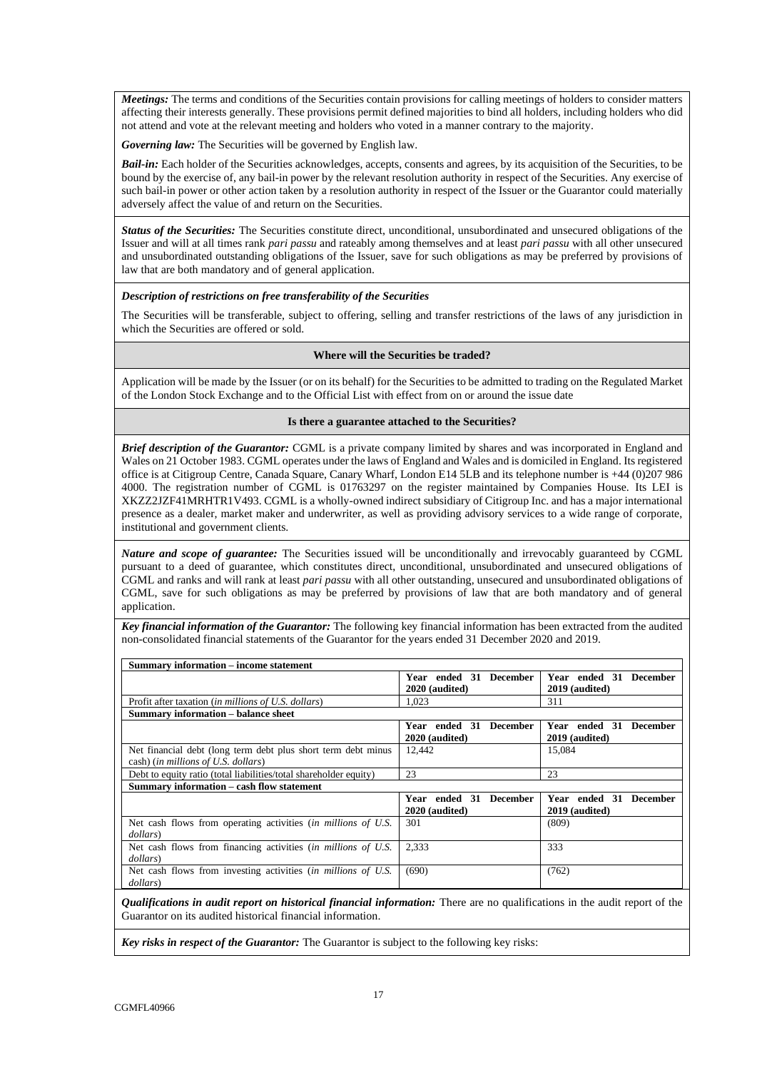***Meetings:*** The terms and conditions of the Securities contain provisions for calling meetings of holders to consider matters affecting their interests generally. These provisions permit defined majorities to bind all holders, including holders who did not attend and vote at the relevant meeting and holders who voted in a manner contrary to the majority.

***Governing law:*** The Securities will be governed by English law.

***Bail-in:*** Each holder of the Securities acknowledges, accepts, consents and agrees, by its acquisition of the Securities, to be bound by the exercise of, any bail-in power by the relevant resolution authority in respect of the Securities. Any exercise of such bail-in power or other action taken by a resolution authority in respect of the Issuer or the Guarantor could materially adversely affect the value of and return on the Securities.

***Status of the Securities:*** The Securities constitute direct, unconditional, unsubordinated and unsecured obligations of the Issuer and will at all times rank *pari passu* and rateably among themselves and at least *pari passu* with all other unsecured and unsubordinated outstanding obligations of the Issuer, save for such obligations as may be preferred by provisions of law that are both mandatory and of general application.

***Description of restrictions on free transferability of the Securities***

The Securities will be transferable, subject to offering, selling and transfer restrictions of the laws of any jurisdiction in which the Securities are offered or sold.

**Where will the Securities be traded?**

Application will be made by the Issuer (or on its behalf) for the Securities to be admitted to trading on the Regulated Market of the London Stock Exchange and to the Official List with effect from on or around the issue date

**Is there a guarantee attached to the Securities?**

***Brief description of the Guarantor:*** CGML is a private company limited by shares and was incorporated in England and Wales on 21 October 1983. CGML operates under the laws of England and Wales and is domiciled in England. Its registered office is at Citigroup Centre, Canada Square, Canary Wharf, London E14 5LB and its telephone number is +44 (0)207 986 4000. The registration number of CGML is 01763297 on the register maintained by Companies House. Its LEI is XKZZ2JZF41MRHTR1V493. CGML is a wholly-owned indirect subsidiary of Citigroup Inc. and has a major international presence as a dealer, market maker and underwriter, as well as providing advisory services to a wide range of corporate, institutional and government clients.

***Nature and scope of guarantee:*** The Securities issued will be unconditionally and irrevocably guaranteed by CGML pursuant to a deed of guarantee, which constitutes direct, unconditional, unsubordinated and unsecured obligations of CGML and ranks and will rank at least *pari passu* with all other outstanding, unsecured and unsubordinated obligations of CGML, save for such obligations as may be preferred by provisions of law that are both mandatory and of general application.

***Key financial information of the Guarantor:*** The following key financial information has been extracted from the audited non-consolidated financial statements of the Guarantor for the years ended 31 December 2020 and 2019.

| **Summary information – income statement** | | |
|---|---|---|
| | **Year ended 31 December 2020 (audited)** | **Year ended 31 December 2019 (audited)** |
| Profit after taxation (*in millions of U.S. dollars*) | 1,023 | 311 |
| **Summary information – balance sheet** | | |
| | **Year ended 31 December 2020 (audited)** | **Year ended 31 December 2019 (audited)** |
| Net financial debt (long term debt plus short term debt minus cash) (*in millions of U.S. dollars*) | 12,442 | 15,084 |
| Debt to equity ratio (total liabilities/total shareholder equity) | 23 | 23 |
| **Summary information – cash flow statement** | | |
| | **Year ended 31 December 2020 (audited)** | **Year ended 31 December 2019 (audited)** |
| Net cash flows from operating activities (*in millions of U.S. dollars*) | 301 | (809) |
| Net cash flows from financing activities (*in millions of U.S. dollars*) | 2,333 | 333 |
| Net cash flows from investing activities (*in millions of U.S. dollars*) | (690) | (762) |

***Qualifications in audit report on historical financial information:*** There are no qualifications in the audit report of the Guarantor on its audited historical financial information.

***Key risks in respect of the Guarantor:*** The Guarantor is subject to the following key risks: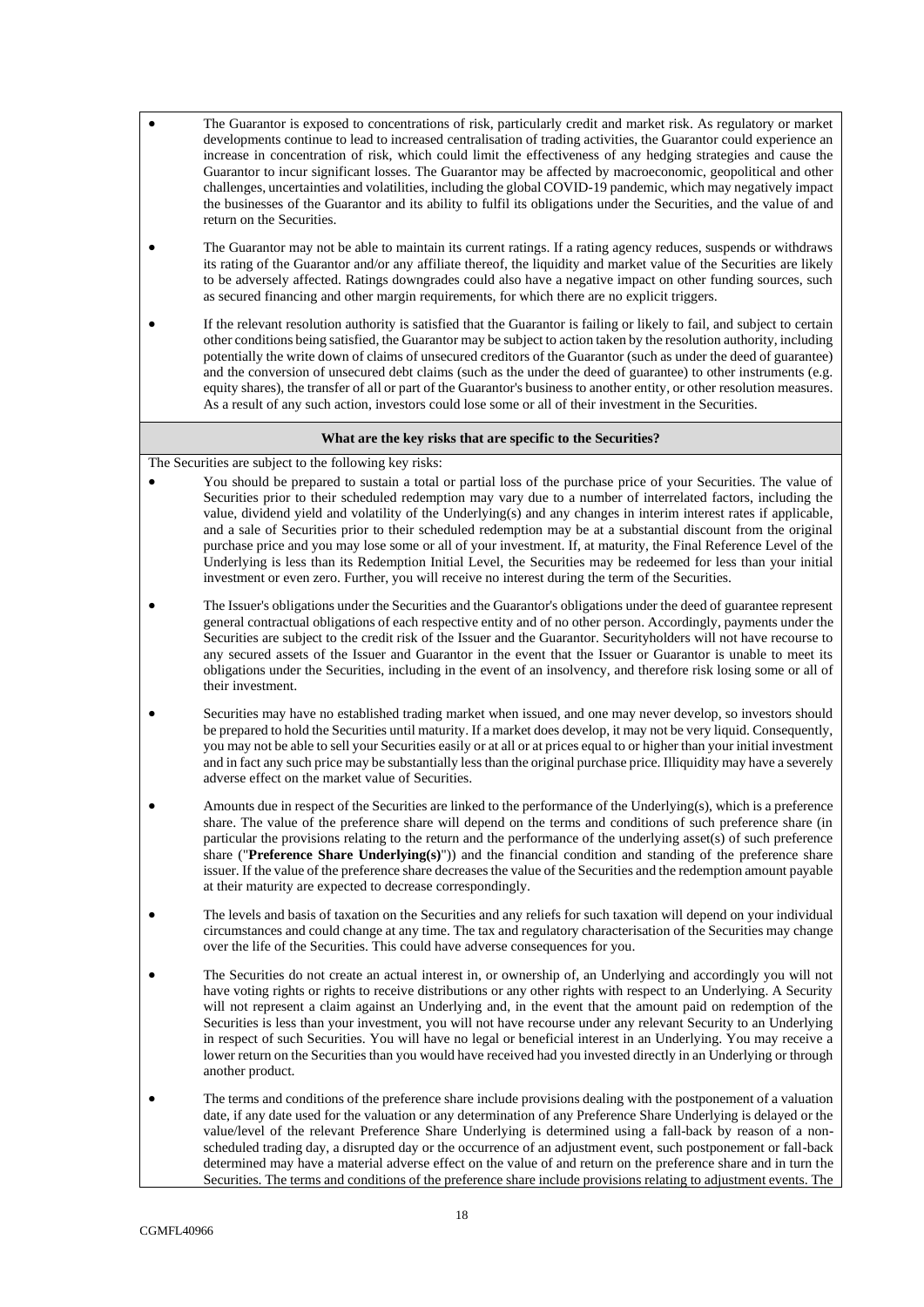- The Guarantor is exposed to concentrations of risk, particularly credit and market risk. As regulatory or market developments continue to lead to increased centralisation of trading activities, the Guarantor could experience an increase in concentration of risk, which could limit the effectiveness of any hedging strategies and cause the Guarantor to incur significant losses. The Guarantor may be affected by macroeconomic, geopolitical and other challenges, uncertainties and volatilities, including the global COVID-19 pandemic, which may negatively impact the businesses of the Guarantor and its ability to fulfil its obligations under the Securities, and the value of and return on the Securities.
- The Guarantor may not be able to maintain its current ratings. If a rating agency reduces, suspends or withdraws its rating of the Guarantor and/or any affiliate thereof, the liquidity and market value of the Securities are likely to be adversely affected. Ratings downgrades could also have a negative impact on other funding sources, such as secured financing and other margin requirements, for which there are no explicit triggers.
- If the relevant resolution authority is satisfied that the Guarantor is failing or likely to fail, and subject to certain other conditions being satisfied, the Guarantor may be subject to action taken by the resolution authority, including potentially the write down of claims of unsecured creditors of the Guarantor (such as under the deed of guarantee) and the conversion of unsecured debt claims (such as the under the deed of guarantee) to other instruments (e.g. equity shares), the transfer of all or part of the Guarantor's business to another entity, or other resolution measures. As a result of any such action, investors could lose some or all of their investment in the Securities.

**What are the key risks that are specific to the Securities?**

The Securities are subject to the following key risks:

- You should be prepared to sustain a total or partial loss of the purchase price of your Securities. The value of Securities prior to their scheduled redemption may vary due to a number of interrelated factors, including the value, dividend yield and volatility of the Underlying(s) and any changes in interim interest rates if applicable, and a sale of Securities prior to their scheduled redemption may be at a substantial discount from the original purchase price and you may lose some or all of your investment. If, at maturity, the Final Reference Level of the Underlying is less than its Redemption Initial Level, the Securities may be redeemed for less than your initial investment or even zero. Further, you will receive no interest during the term of the Securities.
- The Issuer's obligations under the Securities and the Guarantor's obligations under the deed of guarantee represent general contractual obligations of each respective entity and of no other person. Accordingly, payments under the Securities are subject to the credit risk of the Issuer and the Guarantor. Securityholders will not have recourse to any secured assets of the Issuer and Guarantor in the event that the Issuer or Guarantor is unable to meet its obligations under the Securities, including in the event of an insolvency, and therefore risk losing some or all of their investment.
- Securities may have no established trading market when issued, and one may never develop, so investors should be prepared to hold the Securities until maturity. If a market does develop, it may not be very liquid. Consequently, you may not be able to sell your Securities easily or at all or at prices equal to or higher than your initial investment and in fact any such price may be substantially less than the original purchase price. Illiquidity may have a severely adverse effect on the market value of Securities.
- Amounts due in respect of the Securities are linked to the performance of the Underlying(s), which is a preference share. The value of the preference share will depend on the terms and conditions of such preference share (in particular the provisions relating to the return and the performance of the underlying asset(s) of such preference share ("**Preference Share Underlying(s)**")) and the financial condition and standing of the preference share issuer. If the value of the preference share decreases the value of the Securities and the redemption amount payable at their maturity are expected to decrease correspondingly.
- The levels and basis of taxation on the Securities and any reliefs for such taxation will depend on your individual circumstances and could change at any time. The tax and regulatory characterisation of the Securities may change over the life of the Securities. This could have adverse consequences for you.
- The Securities do not create an actual interest in, or ownership of, an Underlying and accordingly you will not have voting rights or rights to receive distributions or any other rights with respect to an Underlying. A Security will not represent a claim against an Underlying and, in the event that the amount paid on redemption of the Securities is less than your investment, you will not have recourse under any relevant Security to an Underlying in respect of such Securities. You will have no legal or beneficial interest in an Underlying. You may receive a lower return on the Securities than you would have received had you invested directly in an Underlying or through another product.
- The terms and conditions of the preference share include provisions dealing with the postponement of a valuation date, if any date used for the valuation or any determination of any Preference Share Underlying is delayed or the value/level of the relevant Preference Share Underlying is determined using a fall-back by reason of a non-scheduled trading day, a disrupted day or the occurrence of an adjustment event, such postponement or fall-back determined may have a material adverse effect on the value of and return on the preference share and in turn the Securities. The terms and conditions of the preference share include provisions relating to adjustment events. The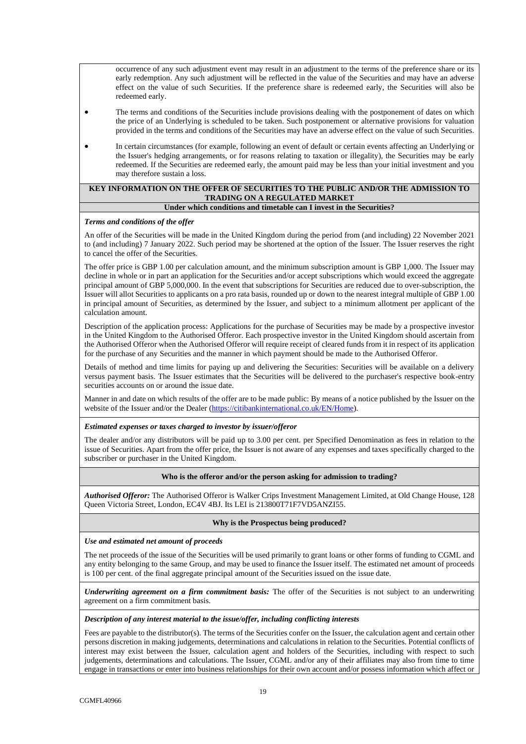occurrence of any such adjustment event may result in an adjustment to the terms of the preference share or its early redemption. Any such adjustment will be reflected in the value of the Securities and may have an adverse effect on the value of such Securities. If the preference share is redeemed early, the Securities will also be redeemed early.

- The terms and conditions of the Securities include provisions dealing with the postponement of dates on which the price of an Underlying is scheduled to be taken. Such postponement or alternative provisions for valuation provided in the terms and conditions of the Securities may have an adverse effect on the value of such Securities.
- In certain circumstances (for example, following an event of default or certain events affecting an Underlying or the Issuer's hedging arrangements, or for reasons relating to taxation or illegality), the Securities may be early redeemed. If the Securities are redeemed early, the amount paid may be less than your initial investment and you may therefore sustain a loss.

## KEY INFORMATION ON THE OFFER OF SECURITIES TO THE PUBLIC AND/OR THE ADMISSION TO TRADING ON A REGULATED MARKET

### Under which conditions and timetable can I invest in the Securities?

***Terms and conditions of the offer***

An offer of the Securities will be made in the United Kingdom during the period from (and including) 22 November 2021 to (and including) 7 January 2022. Such period may be shortened at the option of the Issuer. The Issuer reserves the right to cancel the offer of the Securities.

The offer price is GBP 1.00 per calculation amount, and the minimum subscription amount is GBP 1,000. The Issuer may decline in whole or in part an application for the Securities and/or accept subscriptions which would exceed the aggregate principal amount of GBP 5,000,000. In the event that subscriptions for Securities are reduced due to over-subscription, the Issuer will allot Securities to applicants on a pro rata basis, rounded up or down to the nearest integral multiple of GBP 1.00 in principal amount of Securities, as determined by the Issuer, and subject to a minimum allotment per applicant of the calculation amount.

Description of the application process: Applications for the purchase of Securities may be made by a prospective investor in the United Kingdom to the Authorised Offeror. Each prospective investor in the United Kingdom should ascertain from the Authorised Offeror when the Authorised Offeror will require receipt of cleared funds from it in respect of its application for the purchase of any Securities and the manner in which payment should be made to the Authorised Offeror.

Details of method and time limits for paying up and delivering the Securities: Securities will be available on a delivery versus payment basis. The Issuer estimates that the Securities will be delivered to the purchaser's respective book-entry securities accounts on or around the issue date.

Manner in and date on which results of the offer are to be made public: By means of a notice published by the Issuer on the website of the Issuer and/or the Dealer (https://citibankinternational.co.uk/EN/Home).

***Estimated expenses or taxes charged to investor by issuer/offeror***

The dealer and/or any distributors will be paid up to 3.00 per cent. per Specified Denomination as fees in relation to the issue of Securities. Apart from the offer price, the Issuer is not aware of any expenses and taxes specifically charged to the subscriber or purchaser in the United Kingdom.

### Who is the offeror and/or the person asking for admission to trading?

***Authorised Offeror:*** The Authorised Offeror is Walker Crips Investment Management Limited, at Old Change House, 128 Queen Victoria Street, London, EC4V 4BJ. Its LEI is 213800T71F7VD5ANZI55.

### Why is the Prospectus being produced?

***Use and estimated net amount of proceeds***

The net proceeds of the issue of the Securities will be used primarily to grant loans or other forms of funding to CGML and any entity belonging to the same Group, and may be used to finance the Issuer itself. The estimated net amount of proceeds is 100 per cent. of the final aggregate principal amount of the Securities issued on the issue date.

***Underwriting agreement on a firm commitment basis:*** The offer of the Securities is not subject to an underwriting agreement on a firm commitment basis.

***Description of any interest material to the issue/offer, including conflicting interests***

Fees are payable to the distributor(s). The terms of the Securities confer on the Issuer, the calculation agent and certain other persons discretion in making judgements, determinations and calculations in relation to the Securities. Potential conflicts of interest may exist between the Issuer, calculation agent and holders of the Securities, including with respect to such judgements, determinations and calculations. The Issuer, CGML and/or any of their affiliates may also from time to time engage in transactions or enter into business relationships for their own account and/or possess information which affect or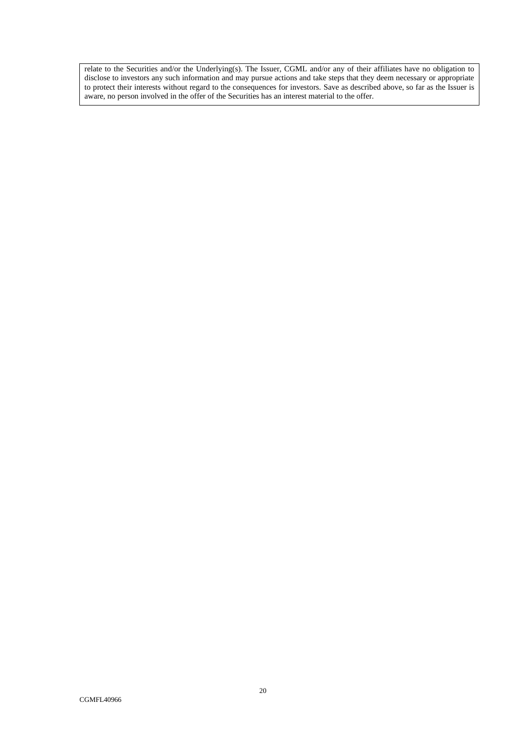relate to the Securities and/or the Underlying(s). The Issuer, CGML and/or any of their affiliates have no obligation to disclose to investors any such information and may pursue actions and take steps that they deem necessary or appropriate to protect their interests without regard to the consequences for investors. Save as described above, so far as the Issuer is aware, no person involved in the offer of the Securities has an interest material to the offer.